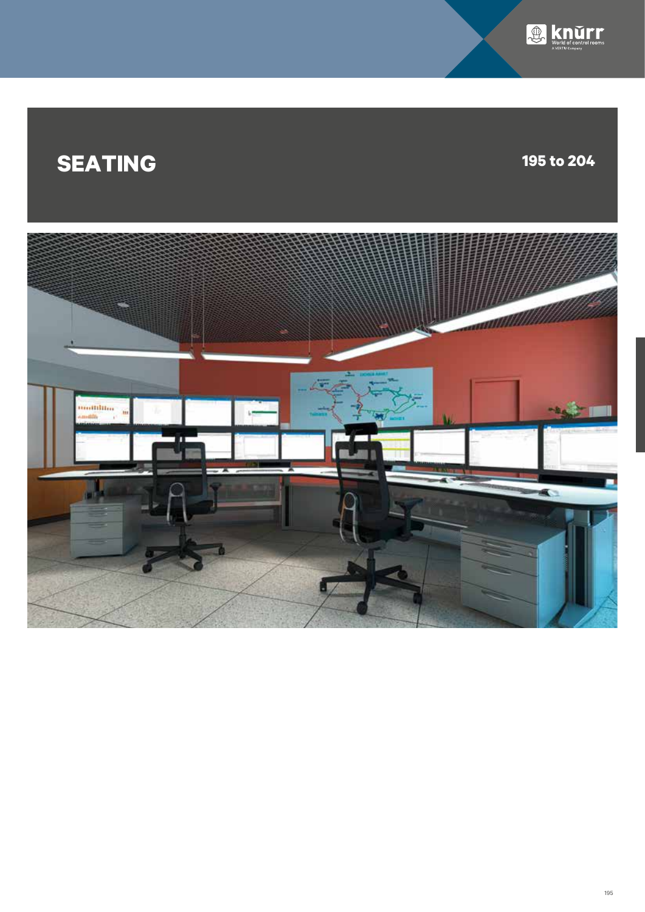# SEATING

195 to 204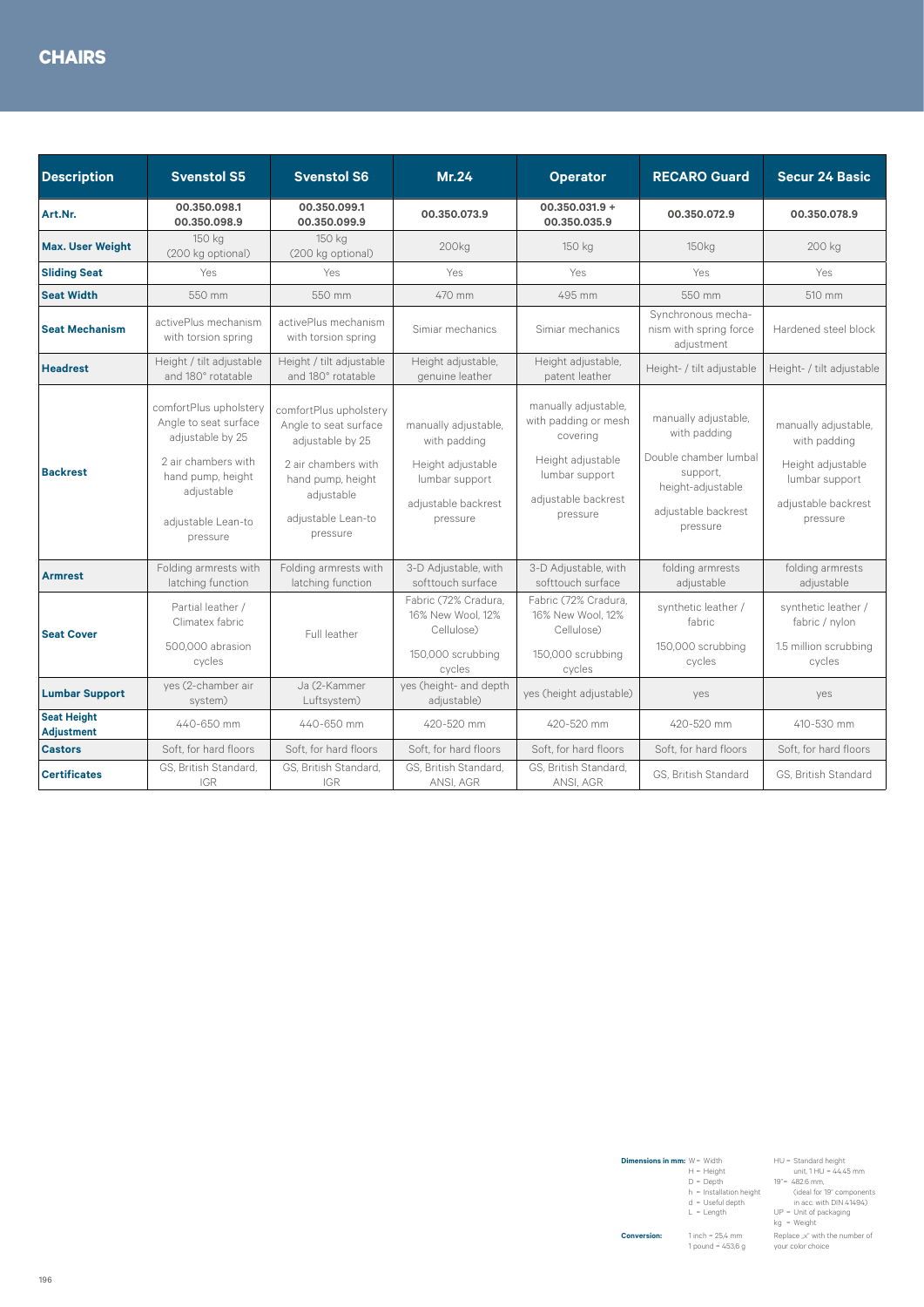# CHAIRS

| Description | Svenstol S5 | Svenstol S6 | Mr.24 | Operator | RECARO Guard | Secur 24 Basic |
|---|---|---|---|---|---|---|
| **Art.Nr.** | **00.350.098.1**<br>**00.350.098.9** | **00.350.099.1**<br>**00.350.099.9** | **00.350.073.9** | **00.350.031.9 +**<br>**00.350.035.9** | **00.350.072.9** | **00.350.078.9** |
| **Max. User Weight** | 150 kg<br>(200 kg optional) | 150 kg<br>(200 kg optional) | 200kg | 150 kg | 150kg | 200 kg |
| **Sliding Seat** | Yes | Yes | Yes | Yes | Yes | Yes |
| **Seat Width** | 550 mm | 550 mm | 470 mm | 495 mm | 550 mm | 510 mm |
| **Seat Mechanism** | activePlus mechanism with torsion spring | activePlus mechanism with torsion spring | Simiar mechanics | Simiar mechanics | Synchronous mechanism with spring force adjustment | Hardened steel block |
| **Headrest** | Height / tilt adjustable and 180° rotatable | Height / tilt adjustable and 180° rotatable | Height adjustable, genuine leather | Height adjustable, patent leather | Height- / tilt adjustable | Height- / tilt adjustable |
| **Backrest** | comfortPlus upholstery Angle to seat surface adjustable by 25<br><br>2 air chambers with hand pump, height adjustable<br><br>adjustable Lean-to pressure | comfortPlus upholstery Angle to seat surface adjustable by 25<br><br>2 air chambers with hand pump, height adjustable<br><br>adjustable Lean-to pressure | manually adjustable, with padding<br><br>Height adjustable lumbar support<br><br>adjustable backrest pressure | manually adjustable, with padding or mesh covering<br><br>Height adjustable lumbar support<br><br>adjustable backrest pressure | manually adjustable, with padding<br><br>Double chamber lumbal support, height-adjustable<br><br>adjustable backrest pressure | manually adjustable, with padding<br><br>Height adjustable lumbar support<br><br>adjustable backrest pressure |
| **Armrest** | Folding armrests with latching function | Folding armrests with latching function | 3-D Adjustable, with softtouch surface | 3-D Adjustable, with softtouch surface | folding armrests adjustable | folding armrests adjustable |
| **Seat Cover** | Partial leather / Climatex fabric<br><br>500,000 abrasion cycles | Full leather | Fabric (72% Cradura, 16% New Wool, 12% Cellulose)<br><br>150,000 scrubbing cycles | Fabric (72% Cradura, 16% New Wool, 12% Cellulose)<br><br>150,000 scrubbing cycles | synthetic leather / fabric<br><br>150,000 scrubbing cycles | synthetic leather / fabric / nylon<br><br>1.5 million scrubbing cycles |
| **Lumbar Support** | yes (2-chamber air system) | Ja (2-Kammer Luftsystem) | yes (height- and depth adjustable) | yes (height adjustable) | yes | yes |
| **Seat Height Adjustment** | 440-650 mm | 440-650 mm | 420-520 mm | 420-520 mm | 420-520 mm | 410-530 mm |
| **Castors** | Soft, for hard floors | Soft, for hard floors | Soft, for hard floors | Soft, for hard floors | Soft, for hard floors | Soft, for hard floors |
| **Certificates** | GS, British Standard, IGR | GS, British Standard, IGR | GS, British Standard, ANSI, AGR | GS, British Standard, ANSI, AGR | GS, British Standard | GS, British Standard |

**Dimensions in mm:** W = Width, H = Height, D = Depth, h = Installation height, d = Useful depth, L = Length
HU = Standard height unit, 1 HU = 44.45 mm
19" = 482.6 mm, (ideal for 19" components in acc. with DIN 41494)
UP = Unit of packaging
kg = Weight

**Conversion:** 1 inch = 25.4 mm, 1 pound = 453.6 g
Replace „x" with the number of your color choice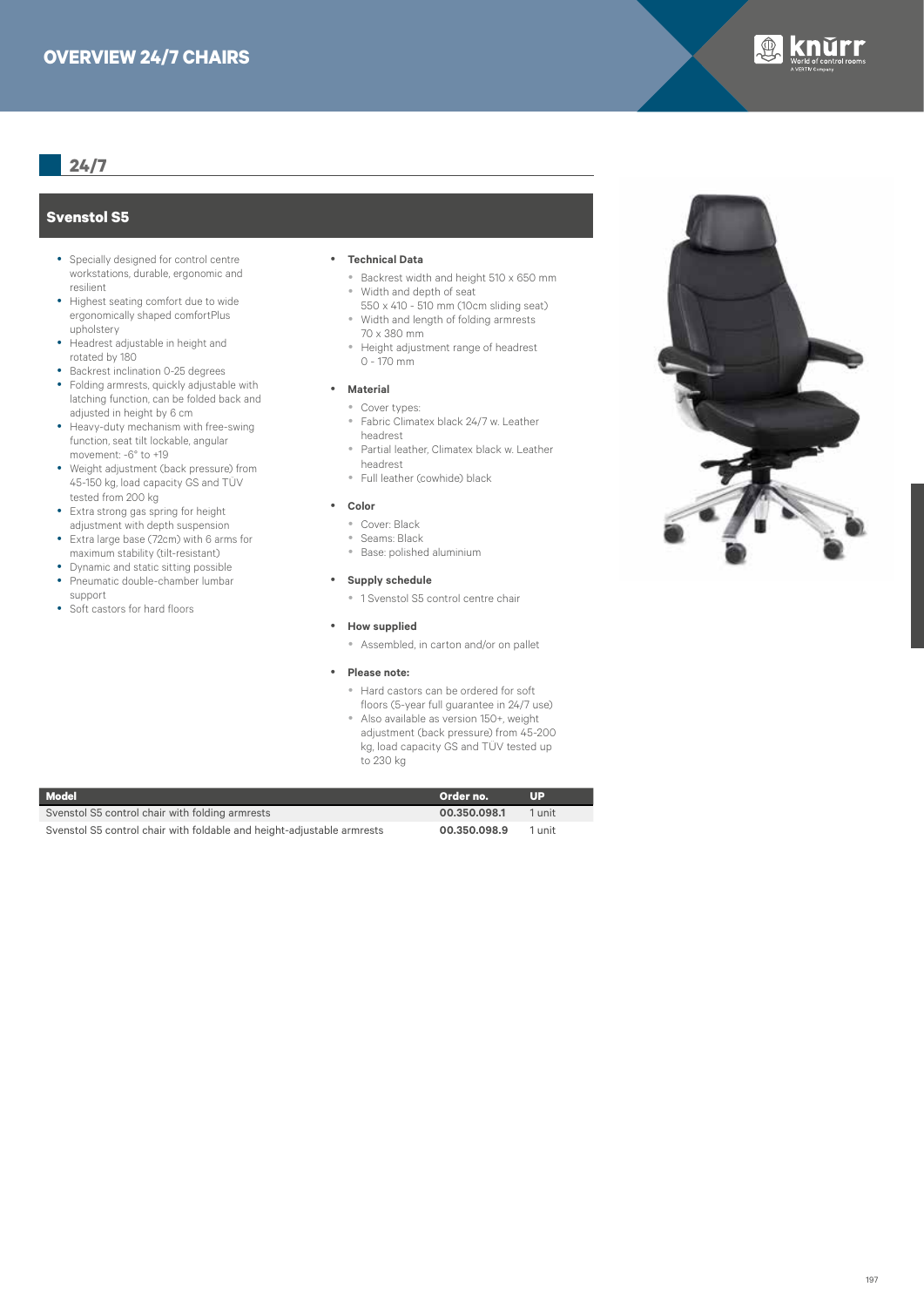# OVERVIEW 24/7 CHAIRS

## 24/7

### Svenstol S5

- Specially designed for control centre workstations, durable, ergonomic and resilient
- Highest seating comfort due to wide ergonomically shaped comfortPlus upholstery
- Headrest adjustable in height and rotated by 180
- Backrest inclination 0-25 degrees
- Folding armrests, quickly adjustable with latching function, can be folded back and adjusted in height by 6 cm
- Heavy-duty mechanism with free-swing function, seat tilt lockable, angular movement: -6° to +19
- Weight adjustment (back pressure) from 45-150 kg, load capacity GS and TUV tested from 200 kg
- Extra strong gas spring for height adjustment with depth suspension
- Extra large base (72cm) with 6 arms for maximum stability (tilt-resistant)
- Dynamic and static sitting possible
- Pneumatic double-chamber lumbar support
- Soft castors for hard floors

- **Technical Data**
  - Backrest width and height 510 x 650 mm
  - Width and depth of seat 550 x 410 - 510 mm (10cm sliding seat)
  - Width and length of folding armrests 70 x 380 mm
  - Height adjustment range of headrest 0 - 170 mm

- **Material**
  - Cover types:
  - Fabric Climatex black 24/7 w. Leather headrest
  - Partial leather, Climatex black w. Leather headrest
  - Full leather (cowhide) black

- **Color**
  - Cover: Black
  - Seams: Black
  - Base: polished aluminium

- **Supply schedule**
  - 1 Svenstol S5 control centre chair

- **How supplied**
  - Assembled, in carton and/or on pallet

- **Please note:**
  - Hard castors can be ordered for soft floors (5-year full guarantee in 24/7 use)
  - Also available as version 150+, weight adjustment (back pressure) from 45-200 kg, load capacity GS and TÜV tested up to 230 kg

| Model | Order no. | UP |
|---|---|---|
| Svenstol S5 control chair with folding armrests | **00.350.098.1** | 1 unit |
| Svenstol S5 control chair with foldable and height-adjustable armrests | **00.350.098.9** | 1 unit |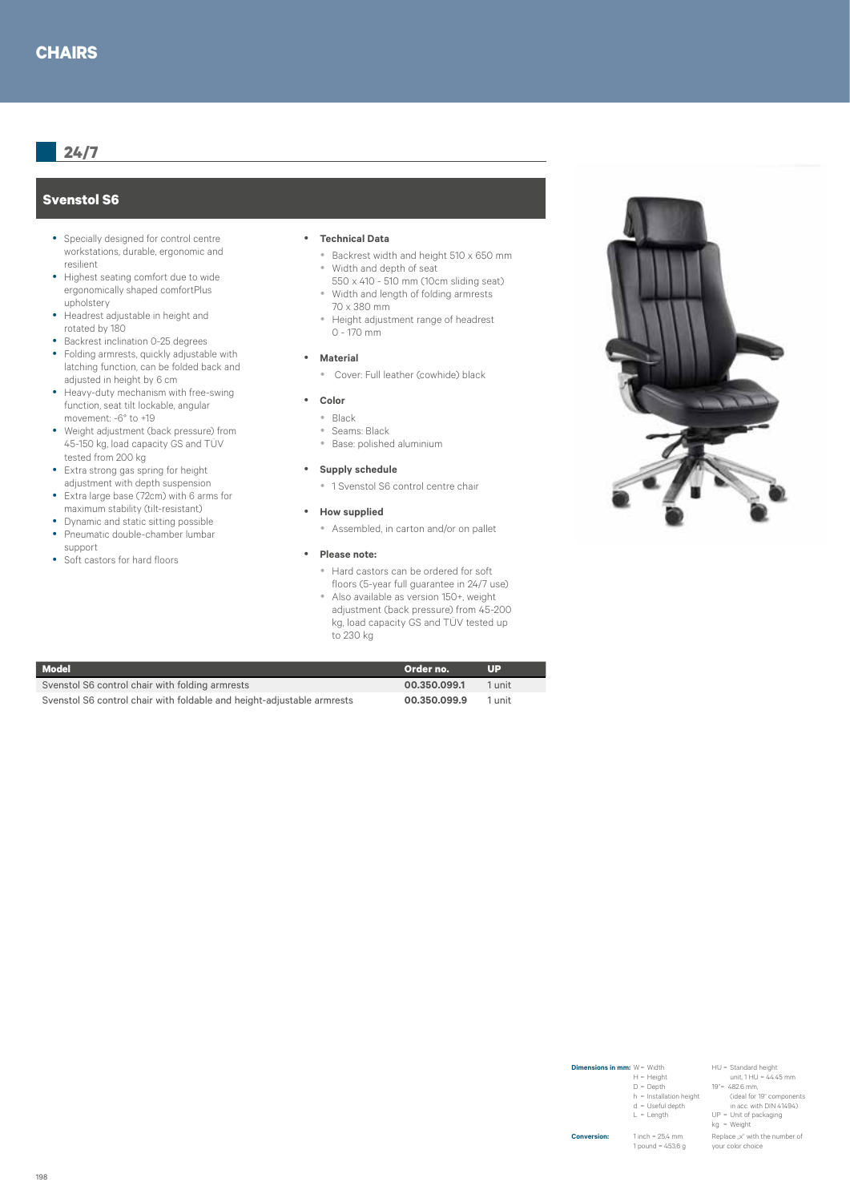# CHAIRS

## 24/7

### Svenstol S6

- Specially designed for control centre workstations, durable, ergonomic and resilient
- Highest seating comfort due to wide ergonomically shaped comfortPlus upholstery
- Headrest adjustable in height and rotated by 180
- Backrest inclination 0-25 degrees
- Folding armrests, quickly adjustable with latching function, can be folded back and adjusted in height by 6 cm
- Heavy-duty mechanism with free-swing function, seat tilt lockable, angular movement: -6° to +19
- Weight adjustment (back pressure) from 45-150 kg, load capacity GS and TUV tested from 200 kg
- Extra strong gas spring for height adjustment with depth suspension
- Extra large base (72cm) with 6 arms for maximum stability (tilt-resistant)
- Dynamic and static sitting possible
- Pneumatic double-chamber lumbar support
- Soft castors for hard floors

- **Technical Data**
  - Backrest width and height 510 x 650 mm
  - Width and depth of seat 550 x 410 - 510 mm (10cm sliding seat)
  - Width and length of folding armrests 70 x 380 mm
  - Height adjustment range of headrest 0 - 170 mm
- **Material**
  - Cover: Full leather (cowhide) black
- **Color**
  - Black
  - Seams: Black
  - Base: polished aluminium
- **Supply schedule**
  - 1 Svenstol S6 control centre chair
- **How supplied**
  - Assembled, in carton and/or on pallet
- **Please note:**
  - Hard castors can be ordered for soft floors (5-year full guarantee in 24/7 use)
  - Also available as version 150+, weight adjustment (back pressure) from 45-200 kg, load capacity GS and TÜV tested up to 230 kg

| Model | Order no. | UP |
|---|---|---|
| Svenstol S6 control chair with folding armrests | **00.350.099.1** | 1 unit |
| Svenstol S6 control chair with foldable and height-adjustable armrests | **00.350.099.9** | 1 unit |

**Dimensions in mm:** W = Width, H = Height, D = Depth, h = Installation height, d = Useful depth, L = Length, HU = Standard height unit, 1 HU = 44.45 mm, 19" = 482.6 mm, (ideal for 19" components in acc. with DIN 41494), UP = Unit of packaging, kg = Weight

**Conversion:** 1 inch = 25.4 mm, 1 pound = 453.6 g, Replace „x" with the number of your color choice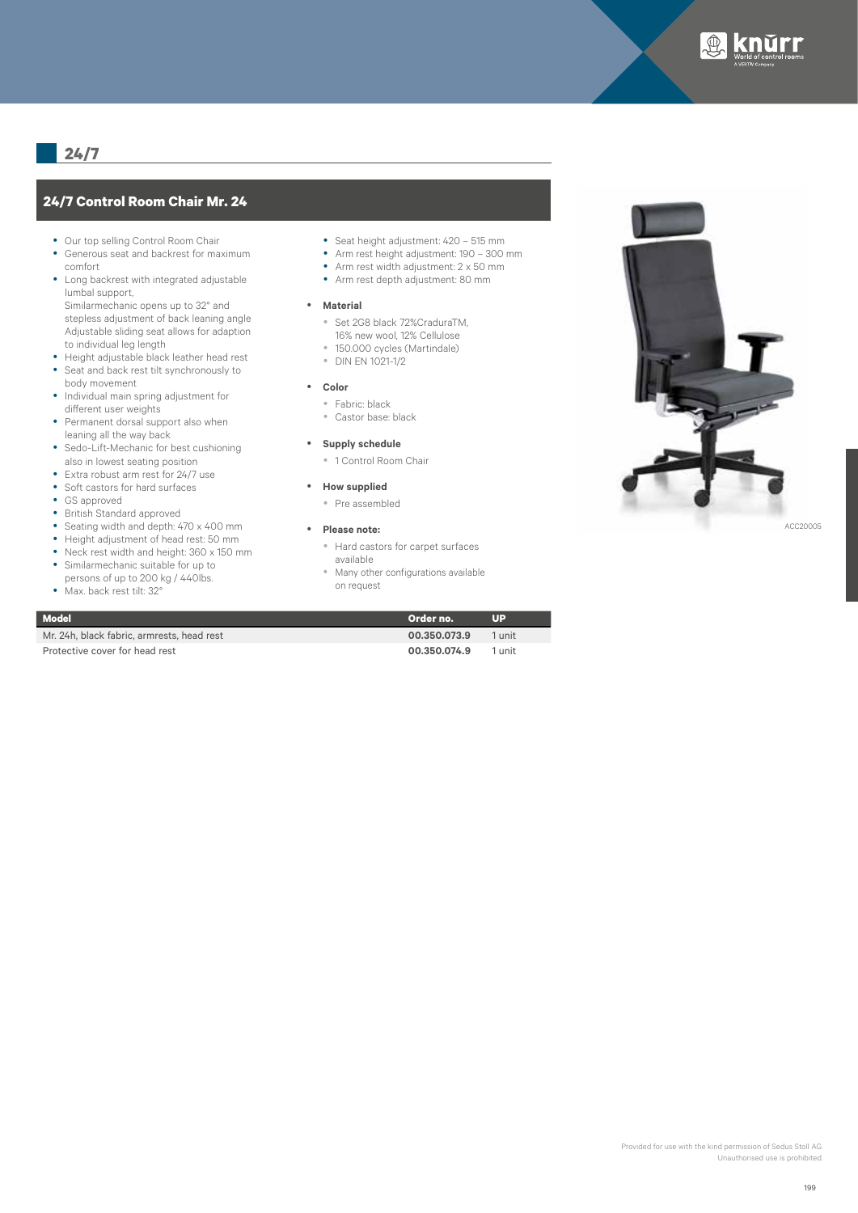## 24/7

### 24/7 Control Room Chair Mr. 24

- Our top selling Control Room Chair
- Generous seat and backrest for maximum comfort
- Long backrest with integrated adjustable lumbal support, Similarmechanic opens up to 32° and stepless adjustment of back leaning angle Adjustable sliding seat allows for adaption to individual leg length
- Height adjustable black leather head rest
- Seat and back rest tilt synchronously to body movement
- Individual main spring adjustment for different user weights
- Permanent dorsal support also when leaning all the way back
- Sedo-Lift-Mechanic for best cushioning also in lowest seating position
- Extra robust arm rest for 24/7 use
- Soft castors for hard surfaces
- GS approved
- British Standard approved
- Seating width and depth: 470 x 400 mm
- Height adjustment of head rest: 50 mm
- Neck rest width and height: 360 x 150 mm
- Similarmechanic suitable for up to persons of up to 200 kg / 440lbs.
- Max. back rest tilt: 32°
- Seat height adjustment: 420 – 515 mm
- Arm rest height adjustment: 190 – 300 mm
- Arm rest width adjustment: 2 x 50 mm
- Arm rest depth adjustment: 80 mm

- **Material**
  - Set 2G8 black 72%CraduraTM, 16% new wool, 12% Cellulose
  - 150.000 cycles (Martindale)
  - DIN EN 1021-1/2
- **Color**
  - Fabric: black
  - Castor base: black
- **Supply schedule**
  - 1 Control Room Chair
- **How supplied**
  - Pre assembled
- **Please note:**
  - Hard castors for carpet surfaces available
  - Many other configurations available on request

ACC20005

| Model | Order no. | UP |
|---|---|---|
| Mr. 24h, black fabric, armrests, head rest | **00.350.073.9** | 1 unit |
| Protective cover for head rest | **00.350.074.9** | 1 unit |

Provided for use with the kind permission of Sedus Stoll AG
Unauthorised use is prohibited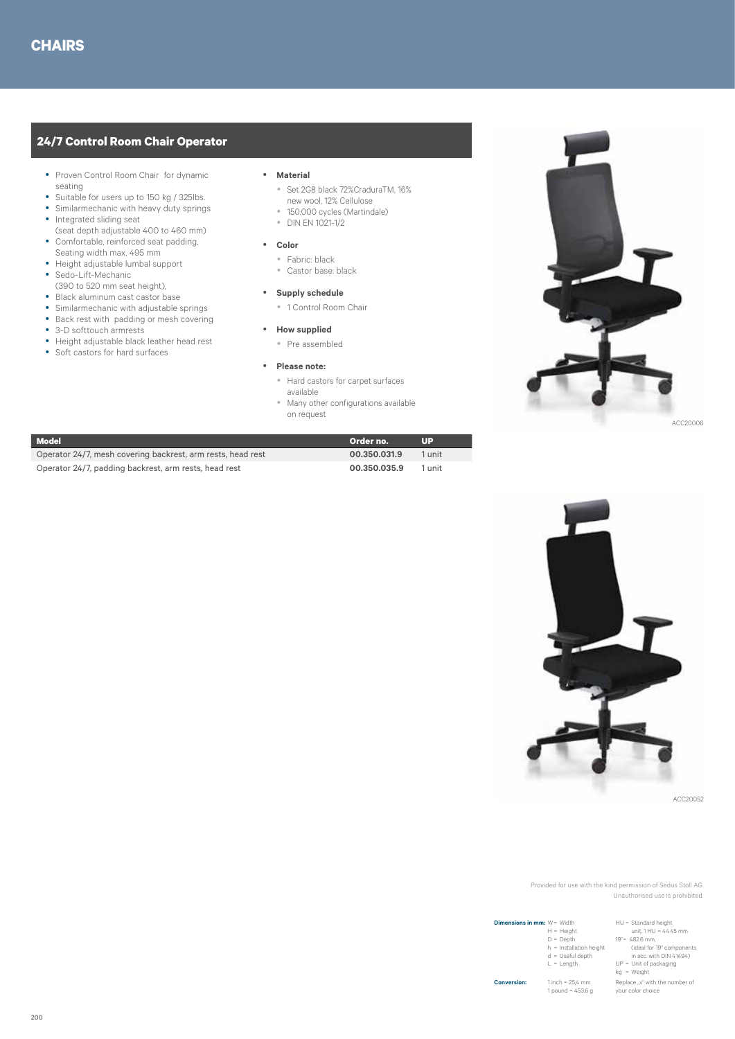# CHAIRS

## 24/7 Control Room Chair Operator

- Proven Control Room Chair for dynamic seating
- Suitable for users up to 150 kg / 325lbs.
- Similarmechanic with heavy duty springs
- Integrated sliding seat (seat depth adjustable 400 to 460 mm)
- Comfortable, reinforced seat padding, Seating width max. 495 mm
- Height adjustable lumbal support
- Sedo-Lift-Mechanic (390 to 520 mm seat height),
- Black aluminum cast castor base
- Similarmechanic with adjustable springs
- Back rest with padding or mesh covering
- 3-D softtouch armrests
- Height adjustable black leather head rest
- Soft castors for hard surfaces

- **Material**
  - Set 2G8 black 72%CraduraTM, 16% new wool, 12% Cellulose
  - 150.000 cycles (Martindale)
  - DIN EN 1021-1/2
- **Color**
  - Fabric: black
  - Castor base: black
- **Supply schedule**
  - 1 Control Room Chair
- **How supplied**
  - Pre assembled
- **Please note:**
  - Hard castors for carpet surfaces available
  - Many other configurations available on request

ACC20006

| Model | Order no. | UP |
|---|---|---|
| Operator 24/7, mesh covering backrest, arm rests, head rest | **00.350.031.9** | 1 unit |
| Operator 24/7, padding backrest, arm rests, head rest | **00.350.035.9** | 1 unit |

ACC20052

Provided for use with the kind permission of Sedus Stoll AG. Unauthorised use is prohibited.

**Dimensions in mm:** W = Width, H = Height, D = Depth, h = Installation height, d = Useful depth, L = Length, HU = Standard height unit, 1 HU = 44.45 mm, 19" = 482.6 mm, (ideal for 19" components in acc. with DIN 41494), UP = Unit of packaging, kg = Weight

**Conversion:** 1 inch = 25,4 mm, 1 pound = 453,6 g, Replace „x" with the number of your color choice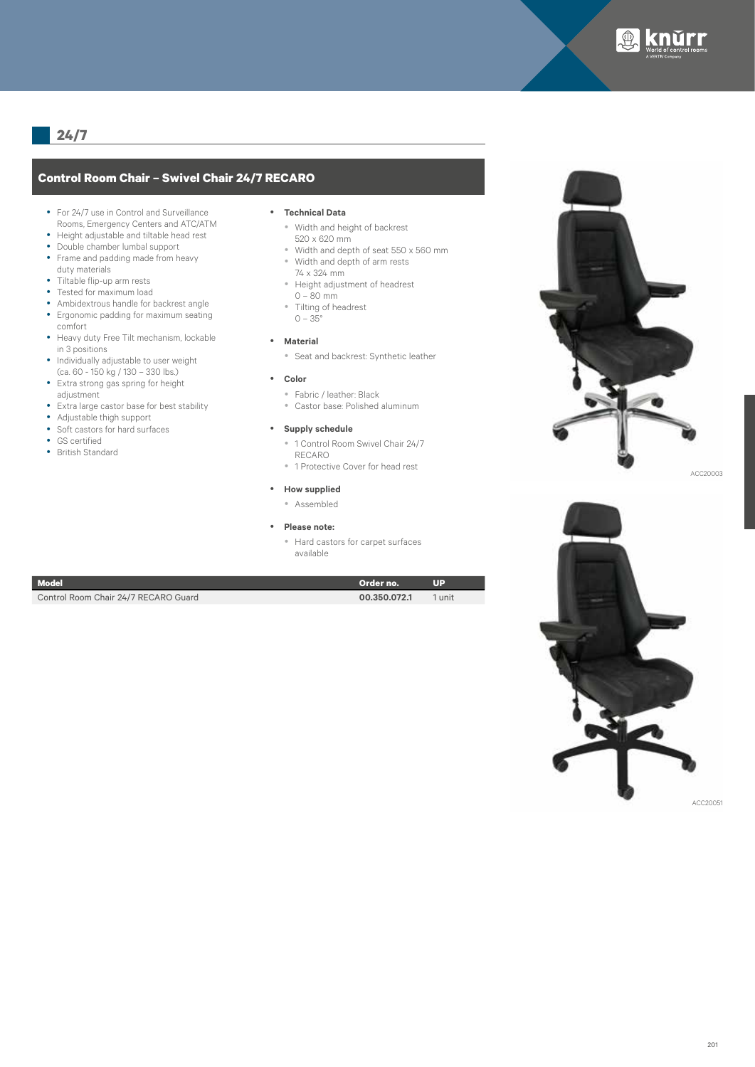## 24/7

### Control Room Chair – Swivel Chair 24/7 RECARO

- For 24/7 use in Control and Surveillance Rooms, Emergency Centers and ATC/ATM
- Height adjustable and tiltable head rest
- Double chamber lumbal support
- Frame and padding made from heavy duty materials
- Tiltable flip-up arm rests
- Tested for maximum load
- Ambidextrous handle for backrest angle
- Ergonomic padding for maximum seating comfort
- Heavy duty Free Tilt mechanism, lockable in 3 positions
- Individually adjustable to user weight (ca. 60 - 150 kg / 130 – 330 lbs.)
- Extra strong gas spring for height adjustment
- Extra large castor base for best stability
- Adjustable thigh support
- Soft castors for hard surfaces
- GS certified
- British Standard

- **Technical Data**
  - Width and height of backrest 520 x 620 mm
  - Width and depth of seat 550 x 560 mm
  - Width and depth of arm rests 74 x 324 mm
  - Height adjustment of headrest 0 – 80 mm
  - Tilting of headrest 0 – 35°
- **Material**
  - Seat and backrest: Synthetic leather
- **Color**
  - Fabric / leather: Black
  - Castor base: Polished aluminum
- **Supply schedule**
  - 1 Control Room Swivel Chair 24/7 RECARO
  - 1 Protective Cover for head rest
- **How supplied**
  - Assembled
- **Please note:**
  - Hard castors for carpet surfaces available

| Model | Order no. | UP |
|---|---|---|
| Control Room Chair 24/7 RECARO Guard | **00.350.072.1** | 1 unit |

ACC20003

ACC20051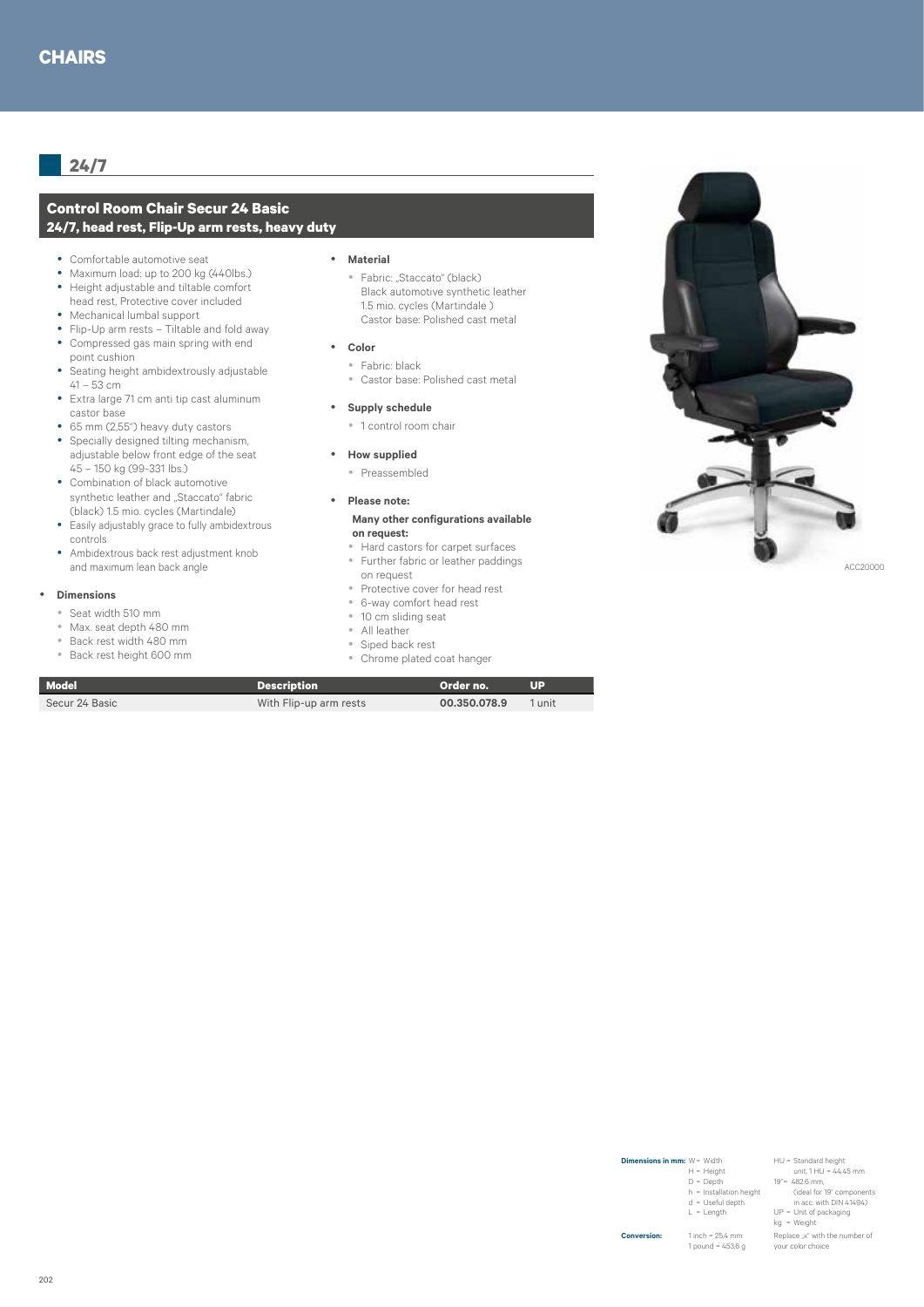# CHAIRS

## 24/7

### Control Room Chair Secur 24 Basic
**24/7, head rest, Flip-Up arm rests, heavy duty**

- Comfortable automotive seat
- Maximum load: up to 200 kg (440lbs.)
- Height adjustable and tiltable comfort head rest, Protective cover included
- Mechanical lumbal support
- Flip-Up arm rests – Tiltable and fold away
- Compressed gas main spring with end point cushion
- Seating height ambidextrously adjustable 41 – 53 cm
- Extra large 71 cm anti tip cast aluminum castor base
- 65 mm (2,55") heavy duty castors
- Specially designed tilting mechanism, adjustable below front edge of the seat 45 – 150 kg (99-331 lbs.)
- Combination of black automotive synthetic leather and „Staccato" fabric (black) 1.5 mio. cycles (Martindale)
- Easily adjustably grace to fully ambidextrous controls
- Ambidextrous back rest adjustment knob and maximum lean back angle

- **Dimensions**
  - Seat width 510 mm
  - Max. seat depth 480 mm
  - Back rest width 480 mm
  - Back rest height 600 mm

- **Material**
  - Fabric: „Staccato" (black) Black automotive synthetic leather 1.5 mio. cycles (Martindale ) Castor base: Polished cast metal

- **Color**
  - Fabric: black
  - Castor base: Polished cast metal

- **Supply schedule**
  - 1 control room chair

- **How supplied**
  - Preassembled

- **Please note:**

  **Many other configurations available on request:**
  - Hard castors for carpet surfaces
  - Further fabric or leather paddings on request
  - Protective cover for head rest
  - 6-way comfort head rest
  - 10 cm sliding seat
  - All leather
  - Siped back rest
  - Chrome plated coat hanger

ACC20000

| Model | Description | Order no. | UP |
|---|---|---|---|
| Secur 24 Basic | With Flip-up arm rests | **00.350.078.9** | 1 unit |

**Dimensions in mm:** W = Width, H = Height, D = Depth, h = Installation height, d = Useful depth, L = Length, HU = Standard height unit, 1 HU = 44.45 mm, 19"= 482.6 mm, (ideal for 19" components in acc. with DIN 41494), UP = Unit of packaging, kg = Weight

**Conversion:** 1 inch = 25,4 mm, 1 pound = 453,6 g, Replace „x" with the number of your color choice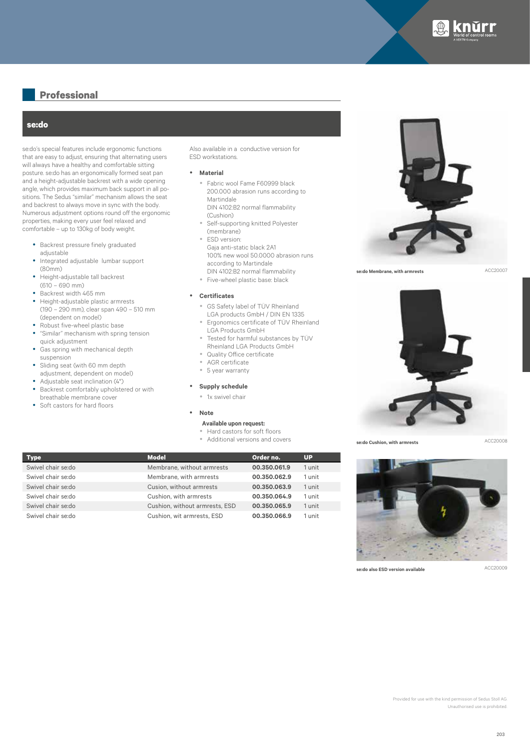## Professional

### se:do

se:do's special features include ergonomic functions that are easy to adjust, ensuring that alternating users will always have a healthy and comfortable sitting posture. se:do has an ergonomically formed seat pan and a height-adjustable backrest with a wide opening angle, which provides maximum back support in all positions. The Sedus "similar" mechanism allows the seat and backrest to always move in sync with the body. Numerous adjustment options round off the ergonomic properties, making every user feel relaxed and comfortable – up to 130kg of body weight.

- Backrest pressure finely graduated adjustable
- Integrated adjustable lumbar support (80mm)
- Height-adjustable tall backrest (610 – 690 mm)
- Backrest width 465 mm
- Height-adjustable plastic armrests (190 – 290 mm), clear span 490 – 510 mm (dependent on model)
- Robust five-wheel plastic base
- "Similar" mechanism with spring tension quick adjustment
- Gas spring with mechanical depth suspension
- Sliding seat (with 60 mm depth adjustment, dependent on model)
- Adjustable seat inclination (4°)
- Backrest comfortably upholstered or with breathable membrane cover
- Soft castors for hard floors

Also available in a conductive version for ESD workstations.

- **Material**
  - Fabric wool Fame F60999 black 200.000 abrasion runs according to Martindale DIN 4102:B2 normal flammability (Cushion)
  - Self-supporting knitted Polyester (membrane)
  - ESD version: Gaja anti-static black 2A1 100% new wool 50.0000 abrasion runs according to Martindale DIN 4102:B2 normal flammability
  - Five-wheel plastic base: black

- **Certificates**
  - GS Safety label of TÜV Rheinland LGA products GmbH / DIN EN 1335
  - Ergonomics certificate of TÜV Rheinland LGA Products GmbH
  - Tested for harmful substances by TÜV Rheinland LGA Products GmbH
  - Quality Office certificate
  - AGR certificate
  - 5 year warranty

- **Supply schedule**
  - 1x swivel chair

- **Note**

  **Available upon request:**
  - Hard castors for soft floors
  - Additional versions and covers

| Type | Model | Order no. | UP |
|---|---|---|---|
| Swivel chair se:do | Membrane, without armrests | **00.350.061.9** | 1 unit |
| Swivel chair se:do | Membrane, with armrests | **00.350.062.9** | 1 unit |
| Swivel chair se:do | Cusion, without armrests | **00.350.063.9** | 1 unit |
| Swivel chair se:do | Cushion, with armrests | **00.350.064.9** | 1 unit |
| Swivel chair se:do | Cushion, without armrests, ESD | **00.350.065.9** | 1 unit |
| Swivel chair se:do | Cushion, wit armrests, ESD | **00.350.066.9** | 1 unit |

**se:do Membrane, with armrests** ACC20007

**se:do Cushion, with armrests** ACC20008

**se:do also ESD version available** ACC20009

Provided for use with the kind permission of Sedus Stoll AG
Unauthorised use is prohibited.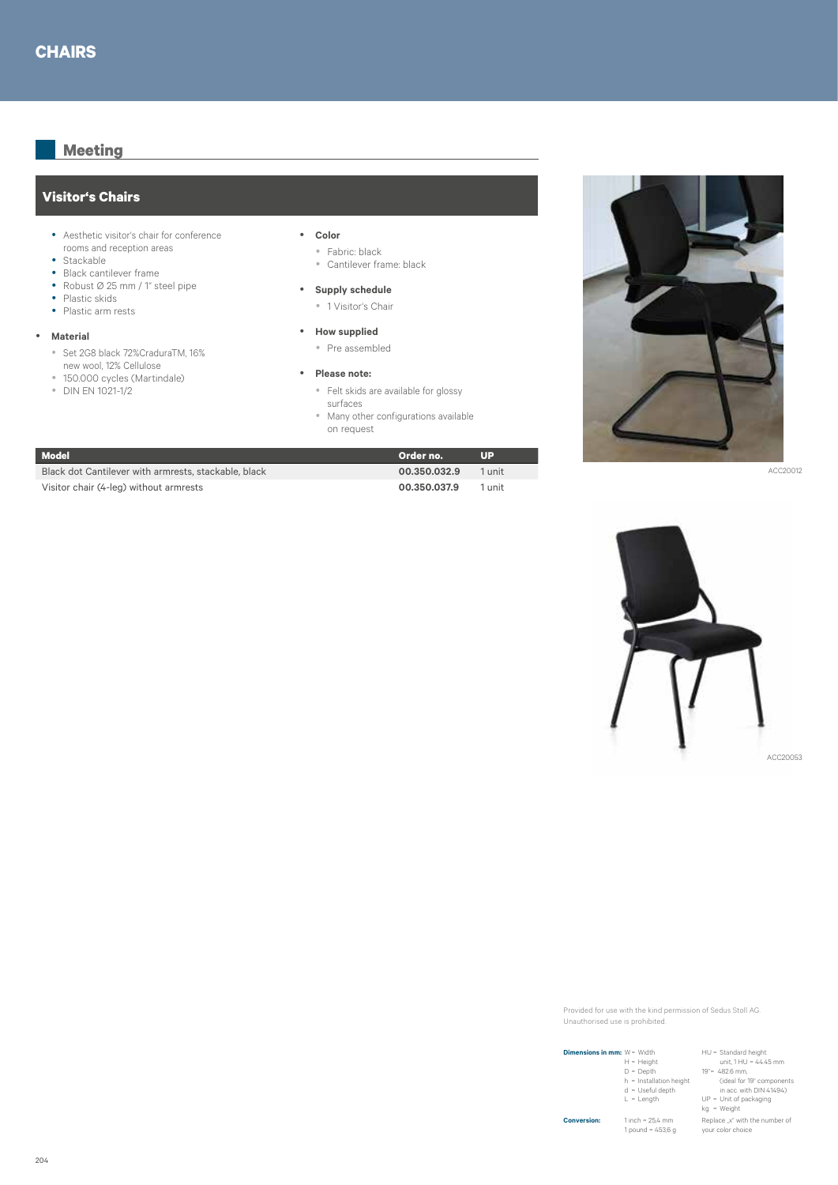# CHAIRS

## Meeting

### Visitor's Chairs

- Aesthetic visitor's chair for conference rooms and reception areas
- Stackable
- Black cantilever frame
- Robust Ø 25 mm / 1" steel pipe
- Plastic skids
- Plastic arm rests

- **Material**
  - Set 2G8 black 72%CraduraTM, 16% new wool, 12% Cellulose
  - 150.000 cycles (Martindale)
  - DIN EN 1021-1/2

- **Color**
  - Fabric: black
  - Cantilever frame: black

- **Supply schedule**
  - 1 Visitor's Chair

- **How supplied**
  - Pre assembled

- **Please note:**
  - Felt skids are available for glossy surfaces
  - Many other configurations available on request

| Model | Order no. | UP |
|---|---|---|
| Black dot Cantilever with armrests, stackable, black | **00.350.032.9** | 1 unit |
| Visitor chair (4-leg) without armrests | **00.350.037.9** | 1 unit |

ACC20012

ACC20053

Provided for use with the kind permission of Sedus Stoll AG. Unauthorised use is prohibited.

**Dimensions in mm:** W = Width, H = Height, D = Depth, h = Installation height, d = Useful depth, L = Length, HU = Standard height unit, 1 HU = 44.45 mm, 19" = 482.6 mm, (ideal for 19" components in acc. with DIN 41494), UP = Unit of packaging, kg = Weight

**Conversion:** 1 inch = 25,4 mm, 1 pound = 453,6 g, Replace „x" with the number of your color choice